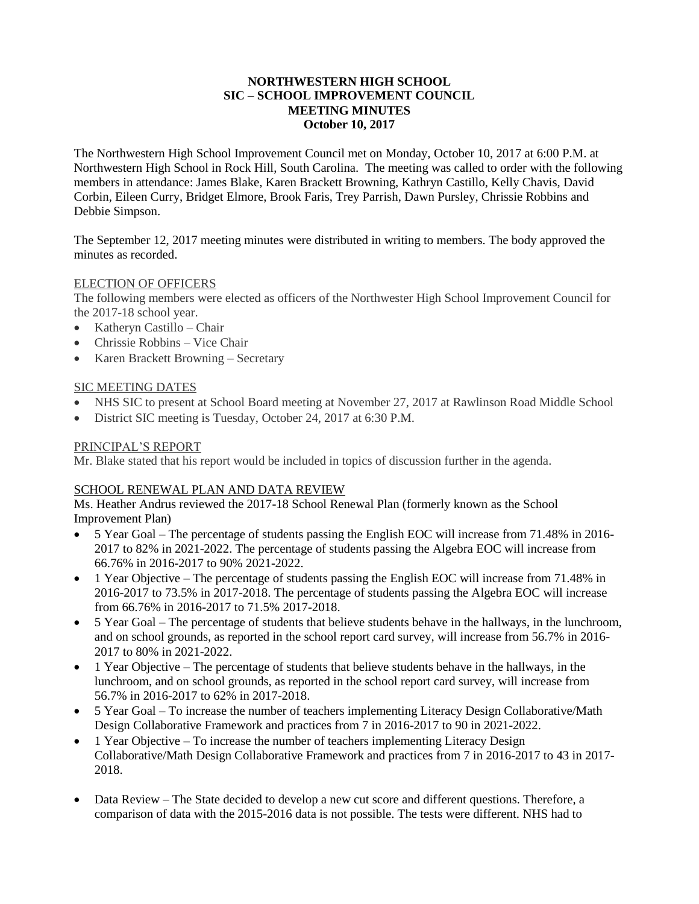**NORTHWESTERN HIGH SCHOOL**
**SIC – SCHOOL IMPROVEMENT COUNCIL**
**MEETING MINUTES**
**October 10, 2017**

The Northwestern High School Improvement Council met on Monday, October 10, 2017 at 6:00 P.M. at Northwestern High School in Rock Hill, South Carolina. The meeting was called to order with the following members in attendance: James Blake, Karen Brackett Browning, Kathryn Castillo, Kelly Chavis, David Corbin, Eileen Curry, Bridget Elmore, Brook Faris, Trey Parrish, Dawn Pursley, Chrissie Robbins and Debbie Simpson.

The September 12, 2017 meeting minutes were distributed in writing to members. The body approved the minutes as recorded.

ELECTION OF OFFICERS

The following members were elected as officers of the Northwester High School Improvement Council for the 2017-18 school year.

- Katheryn Castillo – Chair
- Chrissie Robbins – Vice Chair
- Karen Brackett Browning – Secretary

SIC MEETING DATES

- NHS SIC to present at School Board meeting at November 27, 2017 at Rawlinson Road Middle School
- District SIC meeting is Tuesday, October 24, 2017 at 6:30 P.M.

PRINCIPAL'S REPORT

Mr. Blake stated that his report would be included in topics of discussion further in the agenda.

SCHOOL RENEWAL PLAN AND DATA REVIEW

Ms. Heather Andrus reviewed the 2017-18 School Renewal Plan (formerly known as the School Improvement Plan)

- 5 Year Goal – The percentage of students passing the English EOC will increase from 71.48% in 2016-2017 to 82% in 2021-2022. The percentage of students passing the Algebra EOC will increase from 66.76% in 2016-2017 to 90% 2021-2022.
- 1 Year Objective – The percentage of students passing the English EOC will increase from 71.48% in 2016-2017 to 73.5% in 2017-2018. The percentage of students passing the Algebra EOC will increase from 66.76% in 2016-2017 to 71.5% 2017-2018.
- 5 Year Goal – The percentage of students that believe students behave in the hallways, in the lunchroom, and on school grounds, as reported in the school report card survey, will increase from 56.7% in 2016-2017 to 80% in 2021-2022.
- 1 Year Objective – The percentage of students that believe students behave in the hallways, in the lunchroom, and on school grounds, as reported in the school report card survey, will increase from 56.7% in 2016-2017 to 62% in 2017-2018.
- 5 Year Goal – To increase the number of teachers implementing Literacy Design Collaborative/Math Design Collaborative Framework and practices from 7 in 2016-2017 to 90 in 2021-2022.
- 1 Year Objective – To increase the number of teachers implementing Literacy Design Collaborative/Math Design Collaborative Framework and practices from 7 in 2016-2017 to 43 in 2017-2018.

- Data Review – The State decided to develop a new cut score and different questions. Therefore, a comparison of data with the 2015-2016 data is not possible. The tests were different. NHS had to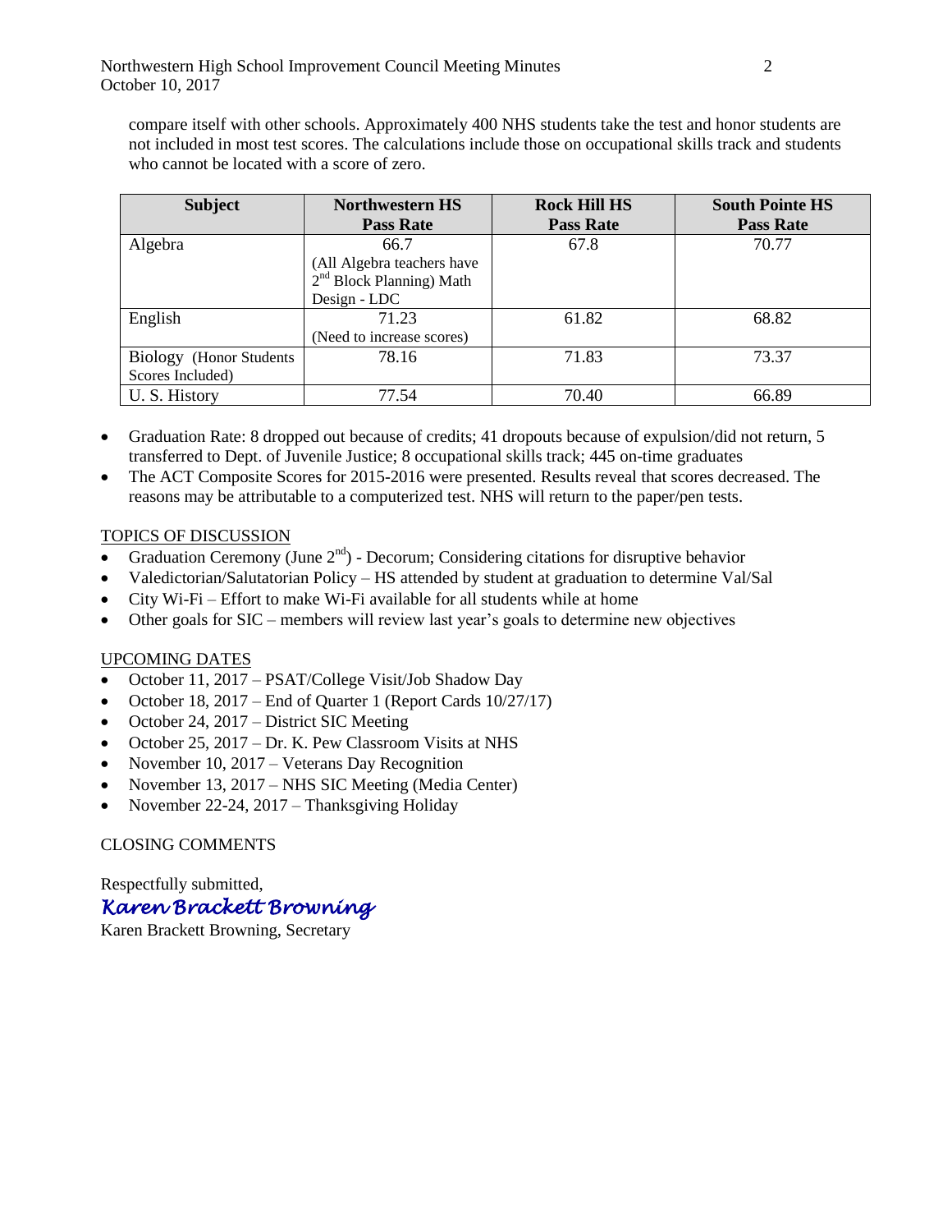compare itself with other schools. Approximately 400 NHS students take the test and honor students are not included in most test scores. The calculations include those on occupational skills track and students who cannot be located with a score of zero.

| Subject | Northwestern HS Pass Rate | Rock Hill HS Pass Rate | South Pointe HS Pass Rate |
|---|---|---|---|
| Algebra | 66.7 (All Algebra teachers have 2nd Block Planning) Math Design - LDC | 67.8 | 70.77 |
| English | 71.23 (Need to increase scores) | 61.82 | 68.82 |
| Biology (Honor Students Scores Included) | 78.16 | 71.83 | 73.37 |
| U. S. History | 77.54 | 70.40 | 66.89 |

- Graduation Rate: 8 dropped out because of credits; 41 dropouts because of expulsion/did not return, 5 transferred to Dept. of Juvenile Justice; 8 occupational skills track; 445 on-time graduates
- The ACT Composite Scores for 2015-2016 were presented. Results reveal that scores decreased. The reasons may be attributable to a computerized test. NHS will return to the paper/pen tests.

TOPICS OF DISCUSSION

- Graduation Ceremony (June 2nd) - Decorum; Considering citations for disruptive behavior
- Valedictorian/Salutatorian Policy – HS attended by student at graduation to determine Val/Sal
- City Wi-Fi – Effort to make Wi-Fi available for all students while at home
- Other goals for SIC – members will review last year's goals to determine new objectives

UPCOMING DATES

- October 11, 2017 – PSAT/College Visit/Job Shadow Day
- October 18, 2017 – End of Quarter 1 (Report Cards 10/27/17)
- October 24, 2017 – District SIC Meeting
- October 25, 2017 – Dr. K. Pew Classroom Visits at NHS
- November 10, 2017 – Veterans Day Recognition
- November 13, 2017 – NHS SIC Meeting (Media Center)
- November 22-24, 2017 – Thanksgiving Holiday

CLOSING COMMENTS

Respectfully submitted,

*Karen Brackett Browning*

Karen Brackett Browning, Secretary